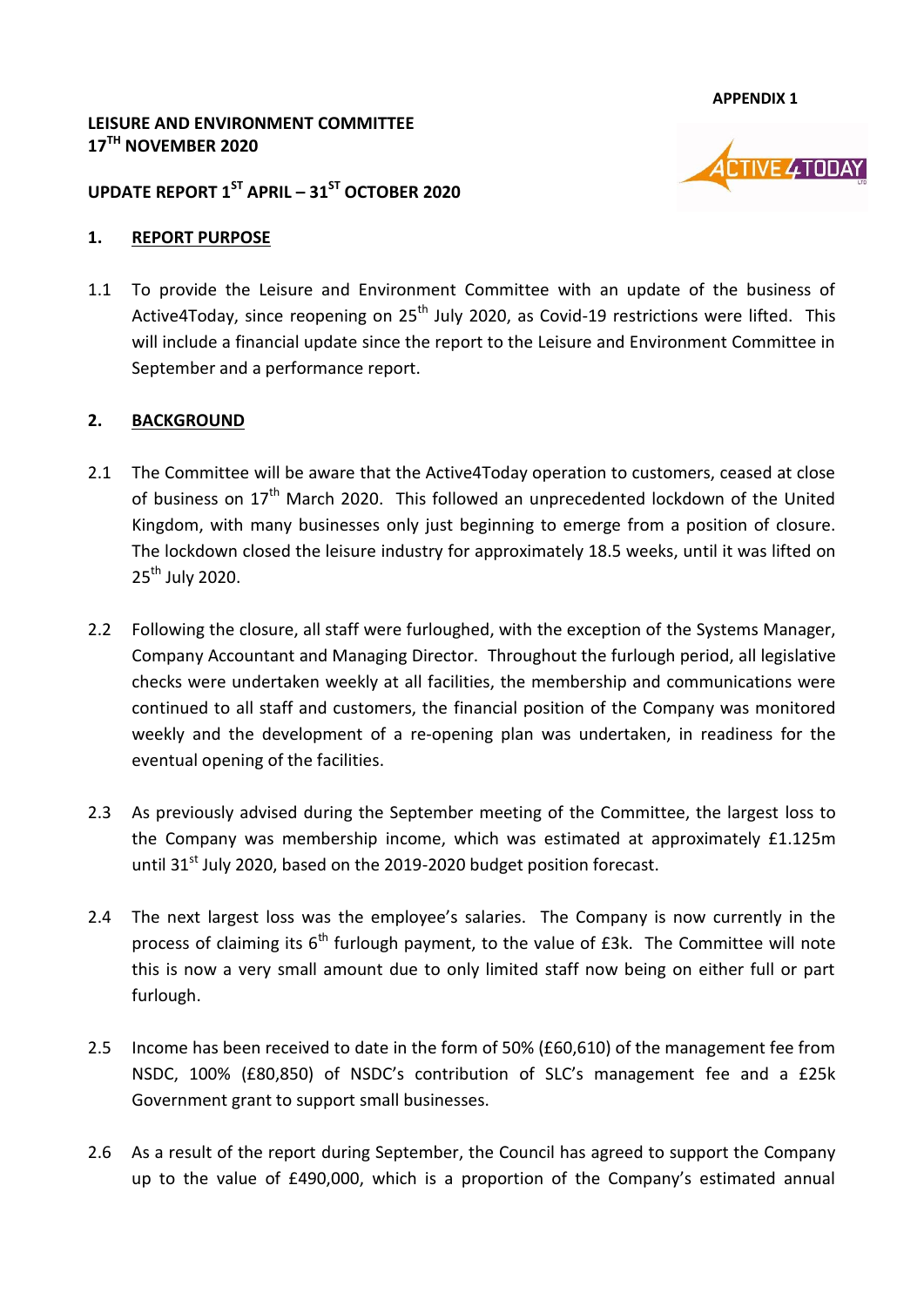**APPENDIX 1**

**LEISURE AND ENVIRONMENT COMMITTEE**
**17TH NOVEMBER 2020**

**UPDATE REPORT 1ST APRIL – 31ST OCTOBER 2020**

## 1. REPORT PURPOSE

1.1 To provide the Leisure and Environment Committee with an update of the business of Active4Today, since reopening on 25th July 2020, as Covid-19 restrictions were lifted. This will include a financial update since the report to the Leisure and Environment Committee in September and a performance report.

## 2. BACKGROUND

2.1 The Committee will be aware that the Active4Today operation to customers, ceased at close of business on 17th March 2020. This followed an unprecedented lockdown of the United Kingdom, with many businesses only just beginning to emerge from a position of closure. The lockdown closed the leisure industry for approximately 18.5 weeks, until it was lifted on 25th July 2020.

2.2 Following the closure, all staff were furloughed, with the exception of the Systems Manager, Company Accountant and Managing Director. Throughout the furlough period, all legislative checks were undertaken weekly at all facilities, the membership and communications were continued to all staff and customers, the financial position of the Company was monitored weekly and the development of a re-opening plan was undertaken, in readiness for the eventual opening of the facilities.

2.3 As previously advised during the September meeting of the Committee, the largest loss to the Company was membership income, which was estimated at approximately £1.125m until 31st July 2020, based on the 2019-2020 budget position forecast.

2.4 The next largest loss was the employee's salaries. The Company is now currently in the process of claiming its 6th furlough payment, to the value of £3k. The Committee will note this is now a very small amount due to only limited staff now being on either full or part furlough.

2.5 Income has been received to date in the form of 50% (£60,610) of the management fee from NSDC, 100% (£80,850) of NSDC's contribution of SLC's management fee and a £25k Government grant to support small businesses.

2.6 As a result of the report during September, the Council has agreed to support the Company up to the value of £490,000, which is a proportion of the Company's estimated annual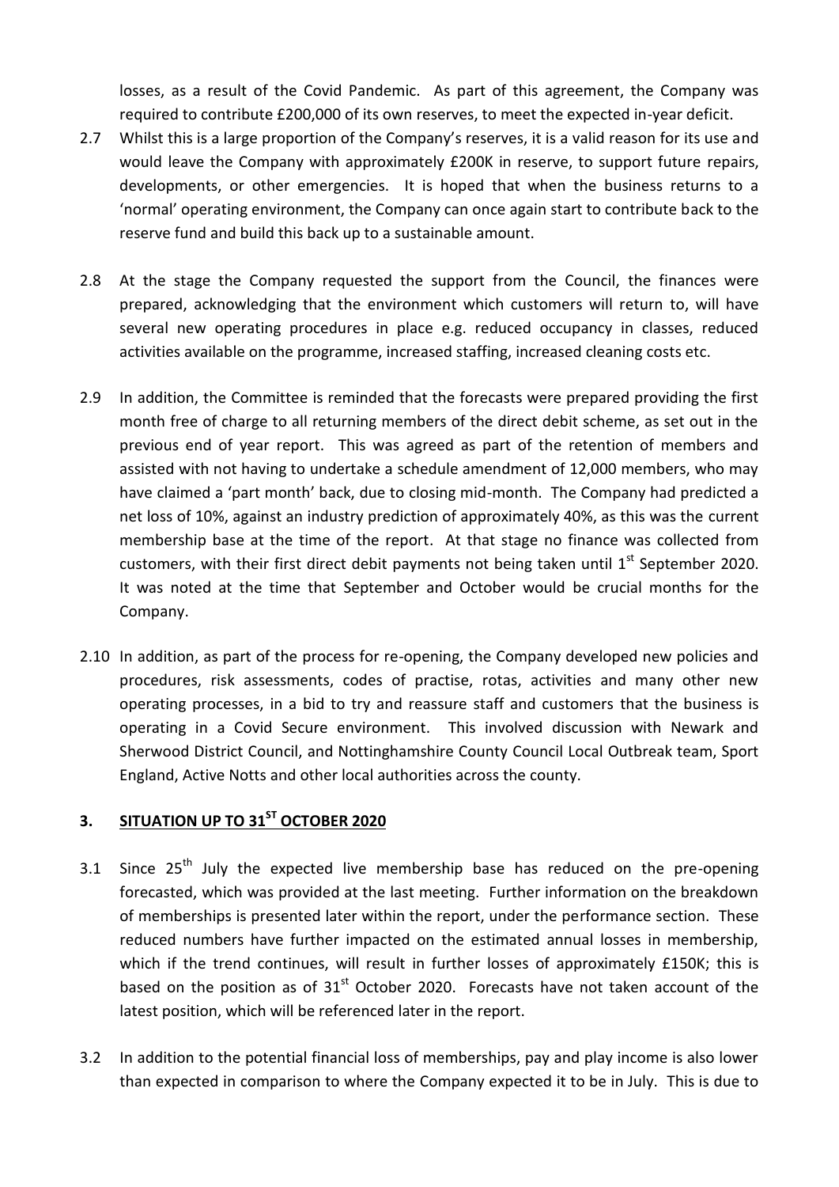losses, as a result of the Covid Pandemic. As part of this agreement, the Company was required to contribute £200,000 of its own reserves, to meet the expected in-year deficit.

2.7 Whilst this is a large proportion of the Company's reserves, it is a valid reason for its use and would leave the Company with approximately £200K in reserve, to support future repairs, developments, or other emergencies. It is hoped that when the business returns to a 'normal' operating environment, the Company can once again start to contribute back to the reserve fund and build this back up to a sustainable amount.

2.8 At the stage the Company requested the support from the Council, the finances were prepared, acknowledging that the environment which customers will return to, will have several new operating procedures in place e.g. reduced occupancy in classes, reduced activities available on the programme, increased staffing, increased cleaning costs etc.

2.9 In addition, the Committee is reminded that the forecasts were prepared providing the first month free of charge to all returning members of the direct debit scheme, as set out in the previous end of year report. This was agreed as part of the retention of members and assisted with not having to undertake a schedule amendment of 12,000 members, who may have claimed a 'part month' back, due to closing mid-month. The Company had predicted a net loss of 10%, against an industry prediction of approximately 40%, as this was the current membership base at the time of the report. At that stage no finance was collected from customers, with their first direct debit payments not being taken until 1st September 2020. It was noted at the time that September and October would be crucial months for the Company.

2.10 In addition, as part of the process for re-opening, the Company developed new policies and procedures, risk assessments, codes of practise, rotas, activities and many other new operating processes, in a bid to try and reassure staff and customers that the business is operating in a Covid Secure environment. This involved discussion with Newark and Sherwood District Council, and Nottinghamshire County Council Local Outbreak team, Sport England, Active Notts and other local authorities across the county.

## 3. SITUATION UP TO 31ST OCTOBER 2020

3.1 Since 25th July the expected live membership base has reduced on the pre-opening forecasted, which was provided at the last meeting. Further information on the breakdown of memberships is presented later within the report, under the performance section. These reduced numbers have further impacted on the estimated annual losses in membership, which if the trend continues, will result in further losses of approximately £150K; this is based on the position as of 31st October 2020. Forecasts have not taken account of the latest position, which will be referenced later in the report.

3.2 In addition to the potential financial loss of memberships, pay and play income is also lower than expected in comparison to where the Company expected it to be in July. This is due to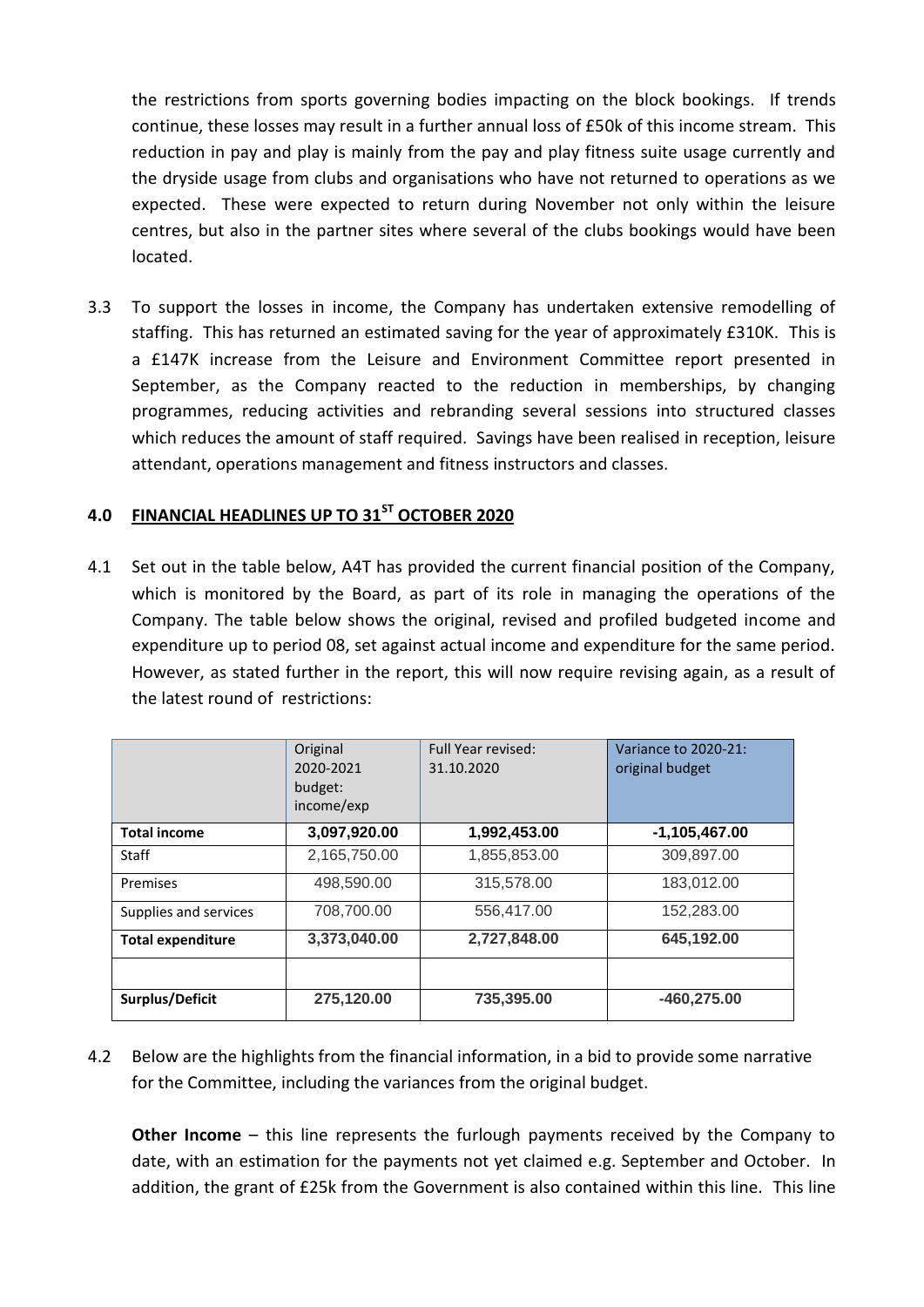the restrictions from sports governing bodies impacting on the block bookings. If trends continue, these losses may result in a further annual loss of £50k of this income stream. This reduction in pay and play is mainly from the pay and play fitness suite usage currently and the dryside usage from clubs and organisations who have not returned to operations as we expected. These were expected to return during November not only within the leisure centres, but also in the partner sites where several of the clubs bookings would have been located.

3.3 To support the losses in income, the Company has undertaken extensive remodelling of staffing. This has returned an estimated saving for the year of approximately £310K. This is a £147K increase from the Leisure and Environment Committee report presented in September, as the Company reacted to the reduction in memberships, by changing programmes, reducing activities and rebranding several sessions into structured classes which reduces the amount of staff required. Savings have been realised in reception, leisure attendant, operations management and fitness instructors and classes.

## 4.0 FINANCIAL HEADLINES UP TO 31ST OCTOBER 2020

4.1 Set out in the table below, A4T has provided the current financial position of the Company, which is monitored by the Board, as part of its role in managing the operations of the Company. The table below shows the original, revised and profiled budgeted income and expenditure up to period 08, set against actual income and expenditure for the same period. However, as stated further in the report, this will now require revising again, as a result of the latest round of restrictions:

| | Original 2020-2021 budget: income/exp | Full Year revised: 31.10.2020 | Variance to 2020-21: original budget |
|---|---|---|---|
| **Total income** | **3,097,920.00** | **1,992,453.00** | **-1,105,467.00** |
| Staff | 2,165,750.00 | 1,855,853.00 | 309,897.00 |
| Premises | 498,590.00 | 315,578.00 | 183,012.00 |
| Supplies and services | 708,700.00 | 556,417.00 | 152,283.00 |
| **Total expenditure** | **3,373,040.00** | **2,727,848.00** | **645,192.00** |
| | | | |
| **Surplus/Deficit** | **275,120.00** | **735,395.00** | **-460,275.00** |

4.2 Below are the highlights from the financial information, in a bid to provide some narrative for the Committee, including the variances from the original budget.

**Other Income** – this line represents the furlough payments received by the Company to date, with an estimation for the payments not yet claimed e.g. September and October. In addition, the grant of £25k from the Government is also contained within this line. This line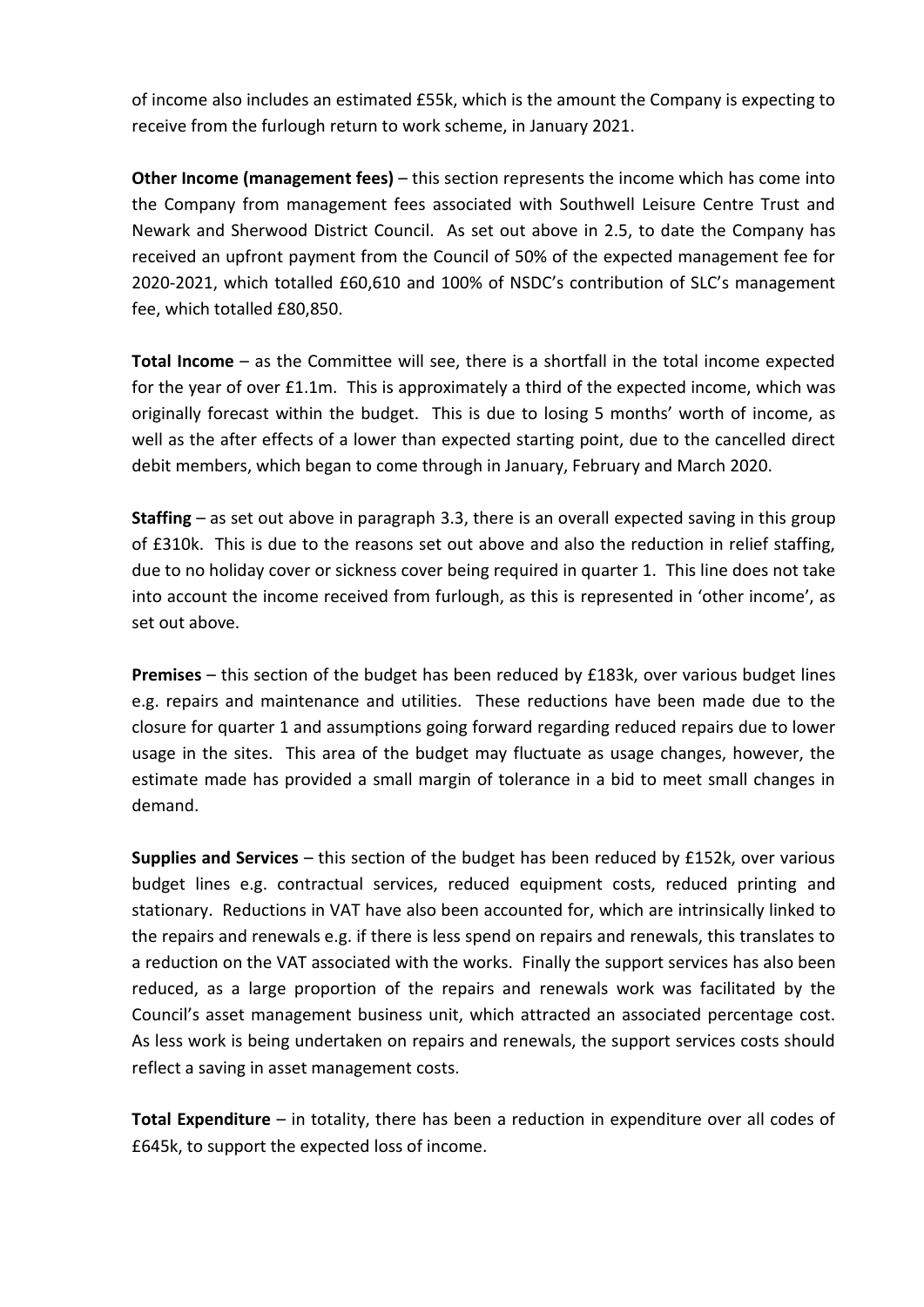of income also includes an estimated £55k, which is the amount the Company is expecting to receive from the furlough return to work scheme, in January 2021.

**Other Income (management fees)** – this section represents the income which has come into the Company from management fees associated with Southwell Leisure Centre Trust and Newark and Sherwood District Council. As set out above in 2.5, to date the Company has received an upfront payment from the Council of 50% of the expected management fee for 2020-2021, which totalled £60,610 and 100% of NSDC's contribution of SLC's management fee, which totalled £80,850.

**Total Income** – as the Committee will see, there is a shortfall in the total income expected for the year of over £1.1m. This is approximately a third of the expected income, which was originally forecast within the budget. This is due to losing 5 months' worth of income, as well as the after effects of a lower than expected starting point, due to the cancelled direct debit members, which began to come through in January, February and March 2020.

**Staffing** – as set out above in paragraph 3.3, there is an overall expected saving in this group of £310k. This is due to the reasons set out above and also the reduction in relief staffing, due to no holiday cover or sickness cover being required in quarter 1. This line does not take into account the income received from furlough, as this is represented in 'other income', as set out above.

**Premises** – this section of the budget has been reduced by £183k, over various budget lines e.g. repairs and maintenance and utilities. These reductions have been made due to the closure for quarter 1 and assumptions going forward regarding reduced repairs due to lower usage in the sites. This area of the budget may fluctuate as usage changes, however, the estimate made has provided a small margin of tolerance in a bid to meet small changes in demand.

**Supplies and Services** – this section of the budget has been reduced by £152k, over various budget lines e.g. contractual services, reduced equipment costs, reduced printing and stationary. Reductions in VAT have also been accounted for, which are intrinsically linked to the repairs and renewals e.g. if there is less spend on repairs and renewals, this translates to a reduction on the VAT associated with the works. Finally the support services has also been reduced, as a large proportion of the repairs and renewals work was facilitated by the Council's asset management business unit, which attracted an associated percentage cost. As less work is being undertaken on repairs and renewals, the support services costs should reflect a saving in asset management costs.

**Total Expenditure** – in totality, there has been a reduction in expenditure over all codes of £645k, to support the expected loss of income.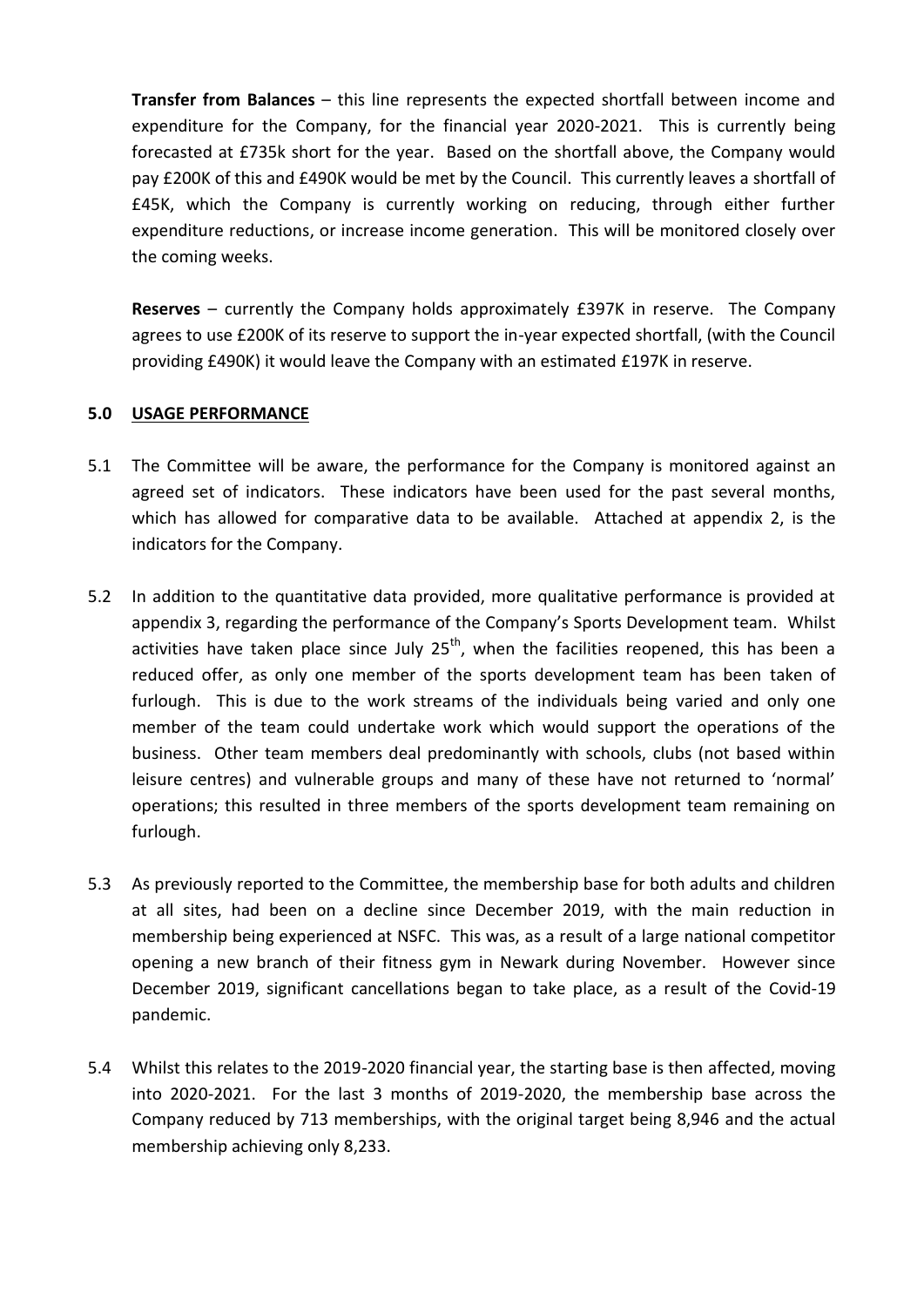**Transfer from Balances** – this line represents the expected shortfall between income and expenditure for the Company, for the financial year 2020-2021. This is currently being forecasted at £735k short for the year. Based on the shortfall above, the Company would pay £200K of this and £490K would be met by the Council. This currently leaves a shortfall of £45K, which the Company is currently working on reducing, through either further expenditure reductions, or increase income generation. This will be monitored closely over the coming weeks.

**Reserves** – currently the Company holds approximately £397K in reserve. The Company agrees to use £200K of its reserve to support the in-year expected shortfall, (with the Council providing £490K) it would leave the Company with an estimated £197K in reserve.

## 5.0 USAGE PERFORMANCE

5.1 The Committee will be aware, the performance for the Company is monitored against an agreed set of indicators. These indicators have been used for the past several months, which has allowed for comparative data to be available. Attached at appendix 2, is the indicators for the Company.

5.2 In addition to the quantitative data provided, more qualitative performance is provided at appendix 3, regarding the performance of the Company's Sports Development team. Whilst activities have taken place since July 25th, when the facilities reopened, this has been a reduced offer, as only one member of the sports development team has been taken of furlough. This is due to the work streams of the individuals being varied and only one member of the team could undertake work which would support the operations of the business. Other team members deal predominantly with schools, clubs (not based within leisure centres) and vulnerable groups and many of these have not returned to 'normal' operations; this resulted in three members of the sports development team remaining on furlough.

5.3 As previously reported to the Committee, the membership base for both adults and children at all sites, had been on a decline since December 2019, with the main reduction in membership being experienced at NSFC. This was, as a result of a large national competitor opening a new branch of their fitness gym in Newark during November. However since December 2019, significant cancellations began to take place, as a result of the Covid-19 pandemic.

5.4 Whilst this relates to the 2019-2020 financial year, the starting base is then affected, moving into 2020-2021. For the last 3 months of 2019-2020, the membership base across the Company reduced by 713 memberships, with the original target being 8,946 and the actual membership achieving only 8,233.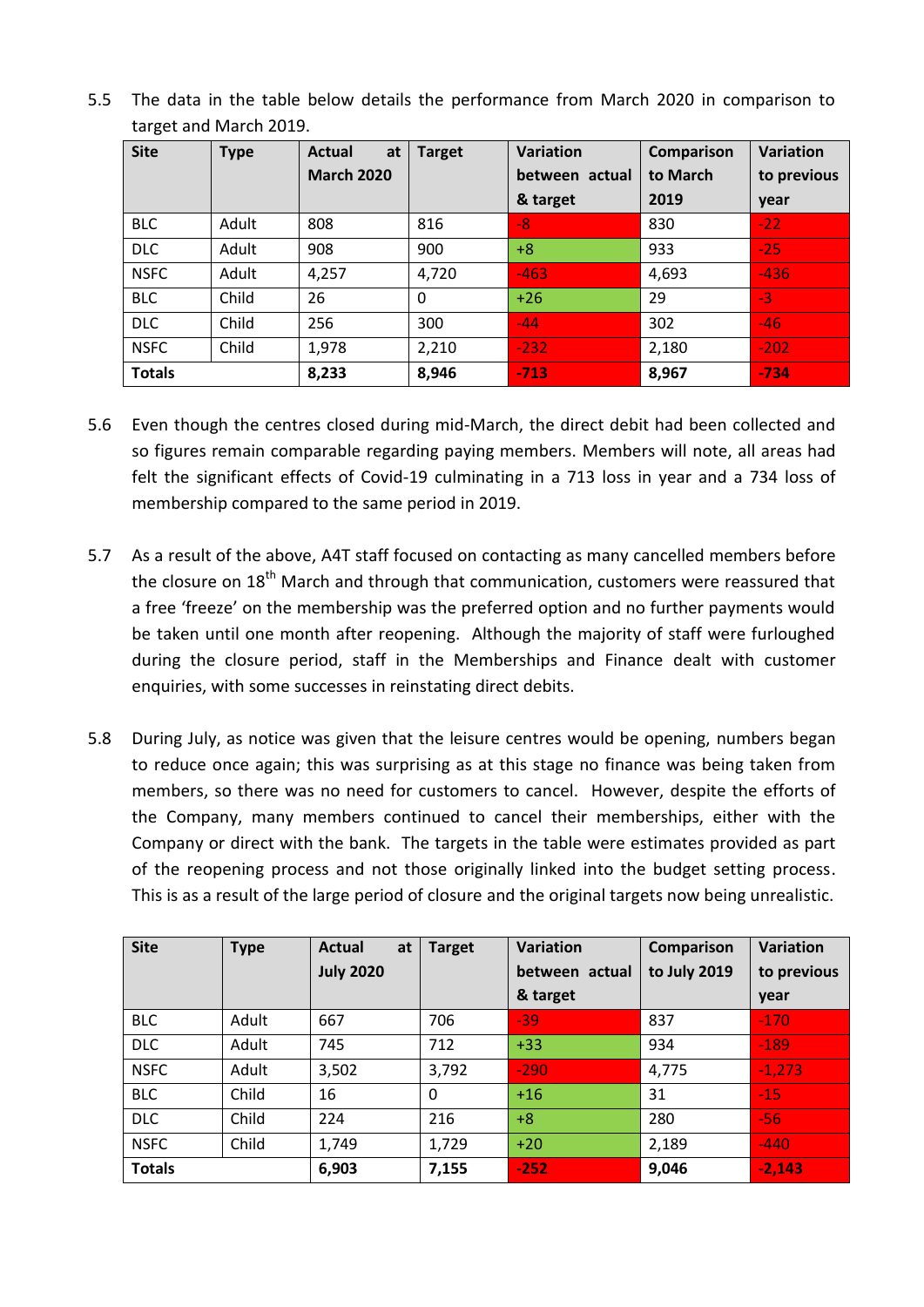5.5 The data in the table below details the performance from March 2020 in comparison to target and March 2019.

| Site | Type | Actual at March 2020 | Target | Variation between actual & target | Comparison to March 2019 | Variation to previous year |
|---|---|---|---|---|---|---|
| BLC | Adult | 808 | 816 | -8 | 830 | -22 |
| DLC | Adult | 908 | 900 | +8 | 933 | -25 |
| NSFC | Adult | 4,257 | 4,720 | -463 | 4,693 | -436 |
| BLC | Child | 26 | 0 | +26 | 29 | -3 |
| DLC | Child | 256 | 300 | -44 | 302 | -46 |
| NSFC | Child | 1,978 | 2,210 | -232 | 2,180 | -202 |
| **Totals** | | **8,233** | **8,946** | **-713** | **8,967** | **-734** |

5.6 Even though the centres closed during mid-March, the direct debit had been collected and so figures remain comparable regarding paying members. Members will note, all areas had felt the significant effects of Covid-19 culminating in a 713 loss in year and a 734 loss of membership compared to the same period in 2019.

5.7 As a result of the above, A4T staff focused on contacting as many cancelled members before the closure on 18th March and through that communication, customers were reassured that a free 'freeze' on the membership was the preferred option and no further payments would be taken until one month after reopening. Although the majority of staff were furloughed during the closure period, staff in the Memberships and Finance dealt with customer enquiries, with some successes in reinstating direct debits.

5.8 During July, as notice was given that the leisure centres would be opening, numbers began to reduce once again; this was surprising as at this stage no finance was being taken from members, so there was no need for customers to cancel. However, despite the efforts of the Company, many members continued to cancel their memberships, either with the Company or direct with the bank. The targets in the table were estimates provided as part of the reopening process and not those originally linked into the budget setting process. This is as a result of the large period of closure and the original targets now being unrealistic.

| Site | Type | Actual at July 2020 | Target | Variation between actual & target | Comparison to July 2019 | Variation to previous year |
|---|---|---|---|---|---|---|
| BLC | Adult | 667 | 706 | -39 | 837 | -170 |
| DLC | Adult | 745 | 712 | +33 | 934 | -189 |
| NSFC | Adult | 3,502 | 3,792 | -290 | 4,775 | -1,273 |
| BLC | Child | 16 | 0 | +16 | 31 | -15 |
| DLC | Child | 224 | 216 | +8 | 280 | -56 |
| NSFC | Child | 1,749 | 1,729 | +20 | 2,189 | -440 |
| **Totals** | | **6,903** | **7,155** | **-252** | **9,046** | **-2,143** |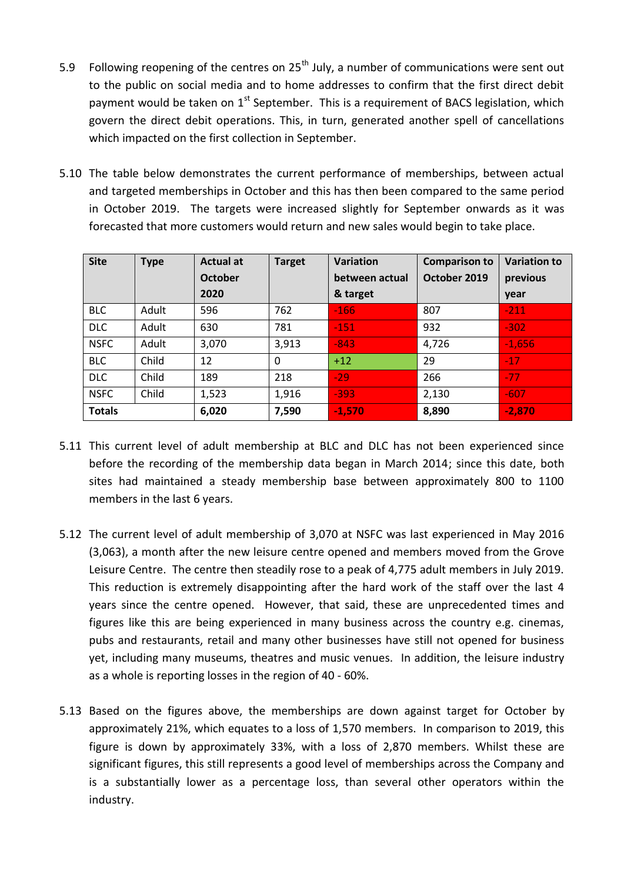5.9 Following reopening of the centres on 25th July, a number of communications were sent out to the public on social media and to home addresses to confirm that the first direct debit payment would be taken on 1st September. This is a requirement of BACS legislation, which govern the direct debit operations. This, in turn, generated another spell of cancellations which impacted on the first collection in September.

5.10 The table below demonstrates the current performance of memberships, between actual and targeted memberships in October and this has then been compared to the same period in October 2019. The targets were increased slightly for September onwards as it was forecasted that more customers would return and new sales would begin to take place.

| Site | Type | Actual at October 2020 | Target | Variation between actual & target | Comparison to October 2019 | Variation to previous year |
|---|---|---|---|---|---|---|
| BLC | Adult | 596 | 762 | -166 | 807 | -211 |
| DLC | Adult | 630 | 781 | -151 | 932 | -302 |
| NSFC | Adult | 3,070 | 3,913 | -843 | 4,726 | -1,656 |
| BLC | Child | 12 | 0 | +12 | 29 | -17 |
| DLC | Child | 189 | 218 | -29 | 266 | -77 |
| NSFC | Child | 1,523 | 1,916 | -393 | 2,130 | -607 |
| **Totals** | | **6,020** | **7,590** | **-1,570** | **8,890** | **-2,870** |

5.11 This current level of adult membership at BLC and DLC has not been experienced since before the recording of the membership data began in March 2014; since this date, both sites had maintained a steady membership base between approximately 800 to 1100 members in the last 6 years.

5.12 The current level of adult membership of 3,070 at NSFC was last experienced in May 2016 (3,063), a month after the new leisure centre opened and members moved from the Grove Leisure Centre. The centre then steadily rose to a peak of 4,775 adult members in July 2019. This reduction is extremely disappointing after the hard work of the staff over the last 4 years since the centre opened. However, that said, these are unprecedented times and figures like this are being experienced in many business across the country e.g. cinemas, pubs and restaurants, retail and many other businesses have still not opened for business yet, including many museums, theatres and music venues. In addition, the leisure industry as a whole is reporting losses in the region of 40 - 60%.

5.13 Based on the figures above, the memberships are down against target for October by approximately 21%, which equates to a loss of 1,570 members. In comparison to 2019, this figure is down by approximately 33%, with a loss of 2,870 members. Whilst these are significant figures, this still represents a good level of memberships across the Company and is a substantially lower as a percentage loss, than several other operators within the industry.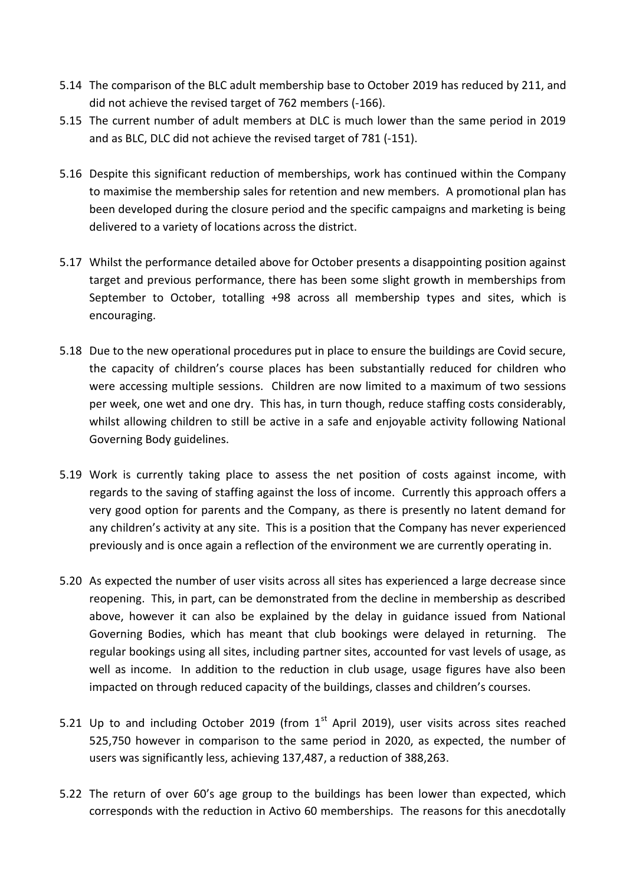5.14 The comparison of the BLC adult membership base to October 2019 has reduced by 211, and did not achieve the revised target of 762 members (-166).

5.15 The current number of adult members at DLC is much lower than the same period in 2019 and as BLC, DLC did not achieve the revised target of 781 (-151).

5.16 Despite this significant reduction of memberships, work has continued within the Company to maximise the membership sales for retention and new members. A promotional plan has been developed during the closure period and the specific campaigns and marketing is being delivered to a variety of locations across the district.

5.17 Whilst the performance detailed above for October presents a disappointing position against target and previous performance, there has been some slight growth in memberships from September to October, totalling +98 across all membership types and sites, which is encouraging.

5.18 Due to the new operational procedures put in place to ensure the buildings are Covid secure, the capacity of children's course places has been substantially reduced for children who were accessing multiple sessions. Children are now limited to a maximum of two sessions per week, one wet and one dry. This has, in turn though, reduce staffing costs considerably, whilst allowing children to still be active in a safe and enjoyable activity following National Governing Body guidelines.

5.19 Work is currently taking place to assess the net position of costs against income, with regards to the saving of staffing against the loss of income. Currently this approach offers a very good option for parents and the Company, as there is presently no latent demand for any children's activity at any site. This is a position that the Company has never experienced previously and is once again a reflection of the environment we are currently operating in.

5.20 As expected the number of user visits across all sites has experienced a large decrease since reopening. This, in part, can be demonstrated from the decline in membership as described above, however it can also be explained by the delay in guidance issued from National Governing Bodies, which has meant that club bookings were delayed in returning. The regular bookings using all sites, including partner sites, accounted for vast levels of usage, as well as income. In addition to the reduction in club usage, usage figures have also been impacted on through reduced capacity of the buildings, classes and children's courses.

5.21 Up to and including October 2019 (from 1st April 2019), user visits across sites reached 525,750 however in comparison to the same period in 2020, as expected, the number of users was significantly less, achieving 137,487, a reduction of 388,263.

5.22 The return of over 60's age group to the buildings has been lower than expected, which corresponds with the reduction in Activo 60 memberships. The reasons for this anecdotally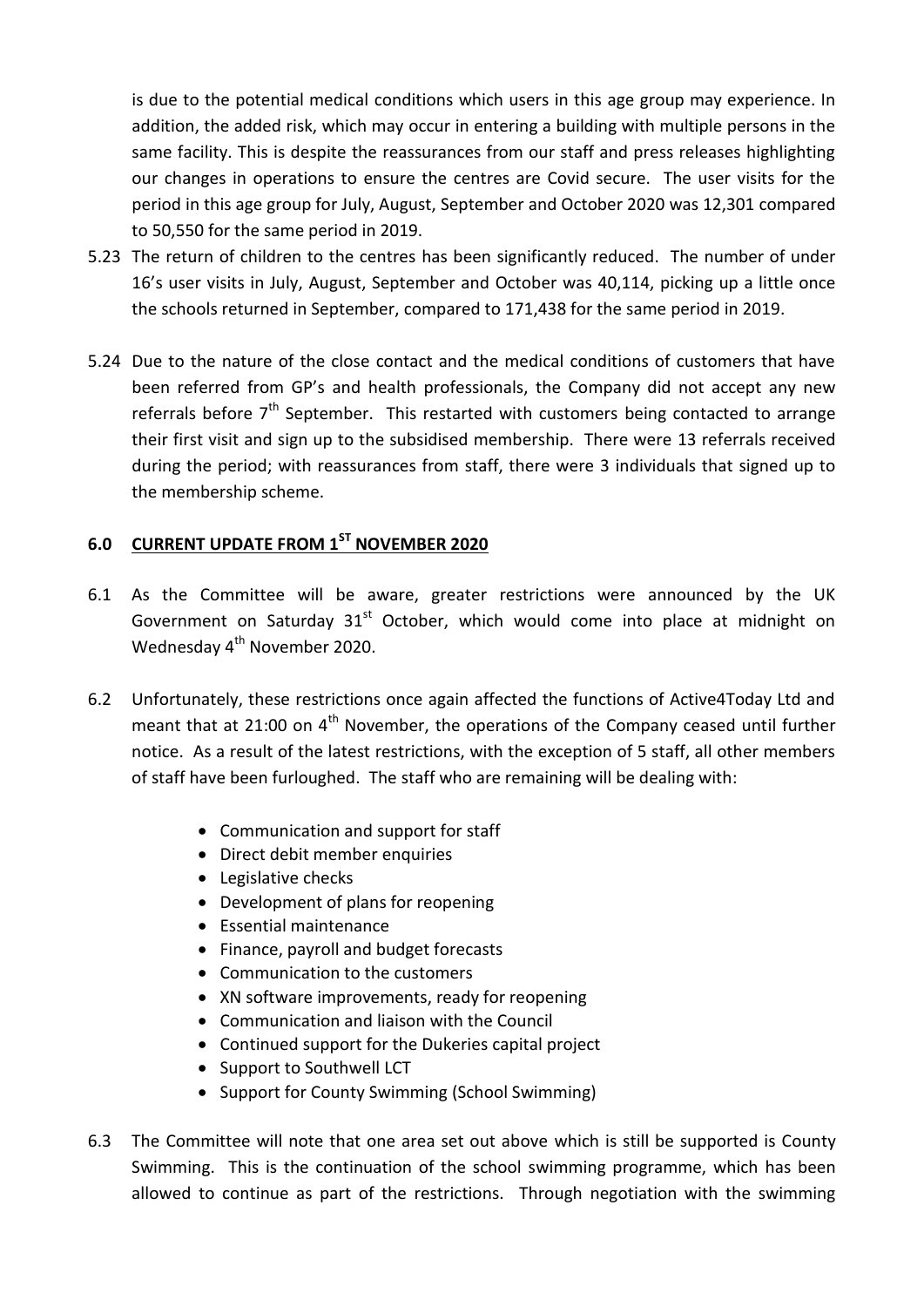is due to the potential medical conditions which users in this age group may experience. In addition, the added risk, which may occur in entering a building with multiple persons in the same facility. This is despite the reassurances from our staff and press releases highlighting our changes in operations to ensure the centres are Covid secure. The user visits for the period in this age group for July, August, September and October 2020 was 12,301 compared to 50,550 for the same period in 2019.

5.23 The return of children to the centres has been significantly reduced. The number of under 16's user visits in July, August, September and October was 40,114, picking up a little once the schools returned in September, compared to 171,438 for the same period in 2019.

5.24 Due to the nature of the close contact and the medical conditions of customers that have been referred from GP's and health professionals, the Company did not accept any new referrals before 7th September. This restarted with customers being contacted to arrange their first visit and sign up to the subsidised membership. There were 13 referrals received during the period; with reassurances from staff, there were 3 individuals that signed up to the membership scheme.

## 6.0 CURRENT UPDATE FROM 1ST NOVEMBER 2020

6.1 As the Committee will be aware, greater restrictions were announced by the UK Government on Saturday 31st October, which would come into place at midnight on Wednesday 4th November 2020.

6.2 Unfortunately, these restrictions once again affected the functions of Active4Today Ltd and meant that at 21:00 on 4th November, the operations of the Company ceased until further notice. As a result of the latest restrictions, with the exception of 5 staff, all other members of staff have been furloughed. The staff who are remaining will be dealing with:

- Communication and support for staff
- Direct debit member enquiries
- Legislative checks
- Development of plans for reopening
- Essential maintenance
- Finance, payroll and budget forecasts
- Communication to the customers
- XN software improvements, ready for reopening
- Communication and liaison with the Council
- Continued support for the Dukeries capital project
- Support to Southwell LCT
- Support for County Swimming (School Swimming)

6.3 The Committee will note that one area set out above which is still be supported is County Swimming. This is the continuation of the school swimming programme, which has been allowed to continue as part of the restrictions. Through negotiation with the swimming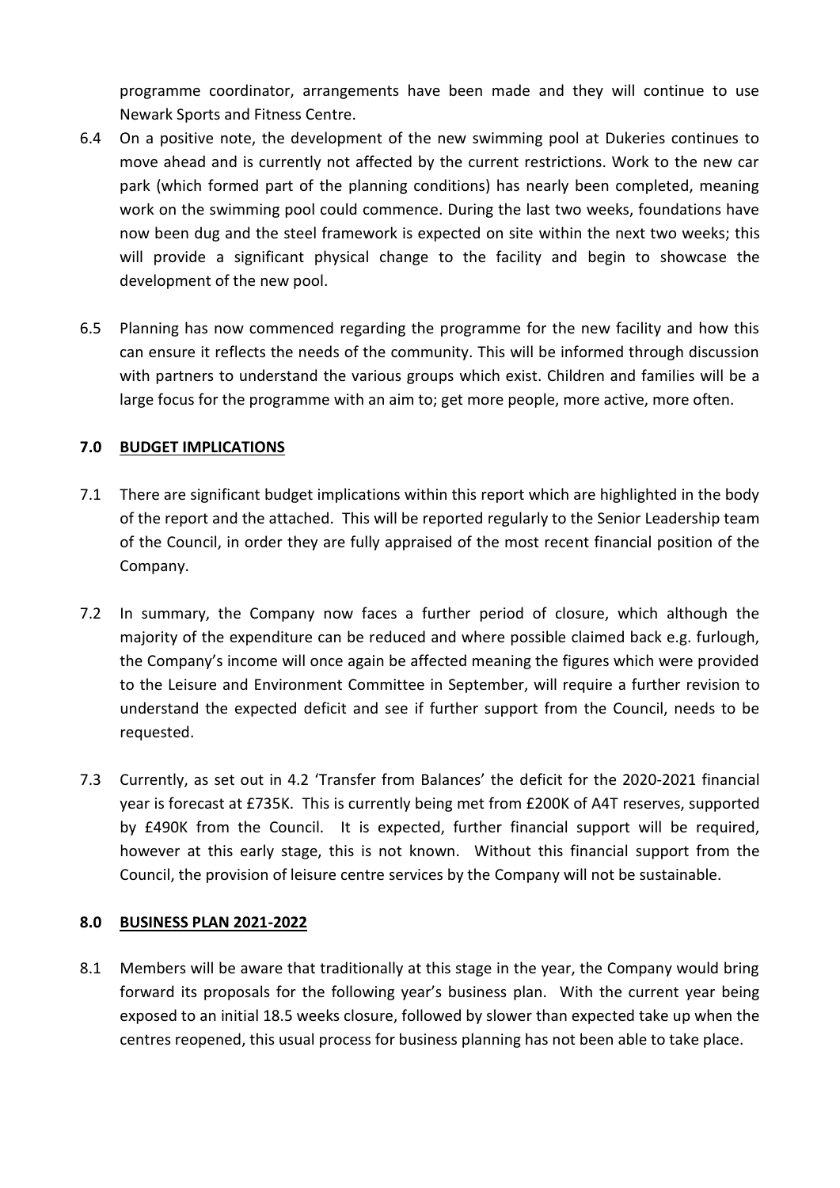programme coordinator, arrangements have been made and they will continue to use Newark Sports and Fitness Centre.

6.4 On a positive note, the development of the new swimming pool at Dukeries continues to move ahead and is currently not affected by the current restrictions. Work to the new car park (which formed part of the planning conditions) has nearly been completed, meaning work on the swimming pool could commence. During the last two weeks, foundations have now been dug and the steel framework is expected on site within the next two weeks; this will provide a significant physical change to the facility and begin to showcase the development of the new pool.

6.5 Planning has now commenced regarding the programme for the new facility and how this can ensure it reflects the needs of the community. This will be informed through discussion with partners to understand the various groups which exist. Children and families will be a large focus for the programme with an aim to; get more people, more active, more often.

## 7.0 BUDGET IMPLICATIONS

7.1 There are significant budget implications within this report which are highlighted in the body of the report and the attached. This will be reported regularly to the Senior Leadership team of the Council, in order they are fully appraised of the most recent financial position of the Company.

7.2 In summary, the Company now faces a further period of closure, which although the majority of the expenditure can be reduced and where possible claimed back e.g. furlough, the Company's income will once again be affected meaning the figures which were provided to the Leisure and Environment Committee in September, will require a further revision to understand the expected deficit and see if further support from the Council, needs to be requested.

7.3 Currently, as set out in 4.2 'Transfer from Balances' the deficit for the 2020-2021 financial year is forecast at £735K. This is currently being met from £200K of A4T reserves, supported by £490K from the Council. It is expected, further financial support will be required, however at this early stage, this is not known. Without this financial support from the Council, the provision of leisure centre services by the Company will not be sustainable.

## 8.0 BUSINESS PLAN 2021-2022

8.1 Members will be aware that traditionally at this stage in the year, the Company would bring forward its proposals for the following year's business plan. With the current year being exposed to an initial 18.5 weeks closure, followed by slower than expected take up when the centres reopened, this usual process for business planning has not been able to take place.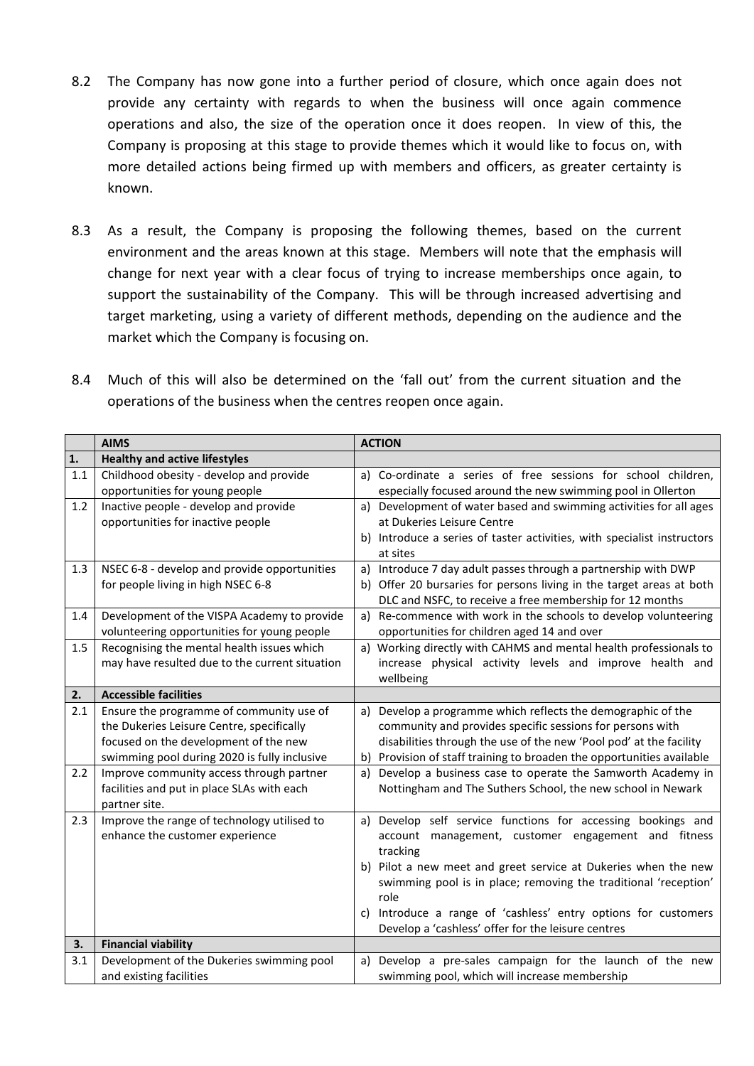8.2 The Company has now gone into a further period of closure, which once again does not provide any certainty with regards to when the business will once again commence operations and also, the size of the operation once it does reopen. In view of this, the Company is proposing at this stage to provide themes which it would like to focus on, with more detailed actions being firmed up with members and officers, as greater certainty is known.

8.3 As a result, the Company is proposing the following themes, based on the current environment and the areas known at this stage. Members will note that the emphasis will change for next year with a clear focus of trying to increase memberships once again, to support the sustainability of the Company. This will be through increased advertising and target marketing, using a variety of different methods, depending on the audience and the market which the Company is focusing on.

8.4 Much of this will also be determined on the 'fall out' from the current situation and the operations of the business when the centres reopen once again.

| | **AIMS** | **ACTION** |
|---|---|---|
| **1.** | **Healthy and active lifestyles** | |
| 1.1 | Childhood obesity - develop and provide opportunities for young people | a) Co-ordinate a series of free sessions for school children, especially focused around the new swimming pool in Ollerton |
| 1.2 | Inactive people - develop and provide opportunities for inactive people | a) Development of water based and swimming activities for all ages at Dukeries Leisure Centre<br>b) Introduce a series of taster activities, with specialist instructors at sites |
| 1.3 | NSEC 6-8 - develop and provide opportunities for people living in high NSEC 6-8 | a) Introduce 7 day adult passes through a partnership with DWP<br>b) Offer 20 bursaries for persons living in the target areas at both DLC and NSFC, to receive a free membership for 12 months |
| 1.4 | Development of the VISPA Academy to provide volunteering opportunities for young people | a) Re-commence with work in the schools to develop volunteering opportunities for children aged 14 and over |
| 1.5 | Recognising the mental health issues which may have resulted due to the current situation | a) Working directly with CAHMS and mental health professionals to increase physical activity levels and improve health and wellbeing |
| **2.** | **Accessible facilities** | |
| 2.1 | Ensure the programme of community use of the Dukeries Leisure Centre, specifically focused on the development of the new swimming pool during 2020 is fully inclusive | a) Develop a programme which reflects the demographic of the community and provides specific sessions for persons with disabilities through the use of the new 'Pool pod' at the facility<br>b) Provision of staff training to broaden the opportunities available |
| 2.2 | Improve community access through partner facilities and put in place SLAs with each partner site. | a) Develop a business case to operate the Samworth Academy in Nottingham and The Suthers School, the new school in Newark |
| 2.3 | Improve the range of technology utilised to enhance the customer experience | a) Develop self service functions for accessing bookings and account management, customer engagement and fitness tracking<br>b) Pilot a new meet and greet service at Dukeries when the new swimming pool is in place; removing the traditional 'reception' role<br>c) Introduce a range of 'cashless' entry options for customers Develop a 'cashless' offer for the leisure centres |
| **3.** | **Financial viability** | |
| 3.1 | Development of the Dukeries swimming pool and existing facilities | a) Develop a pre-sales campaign for the launch of the new swimming pool, which will increase membership |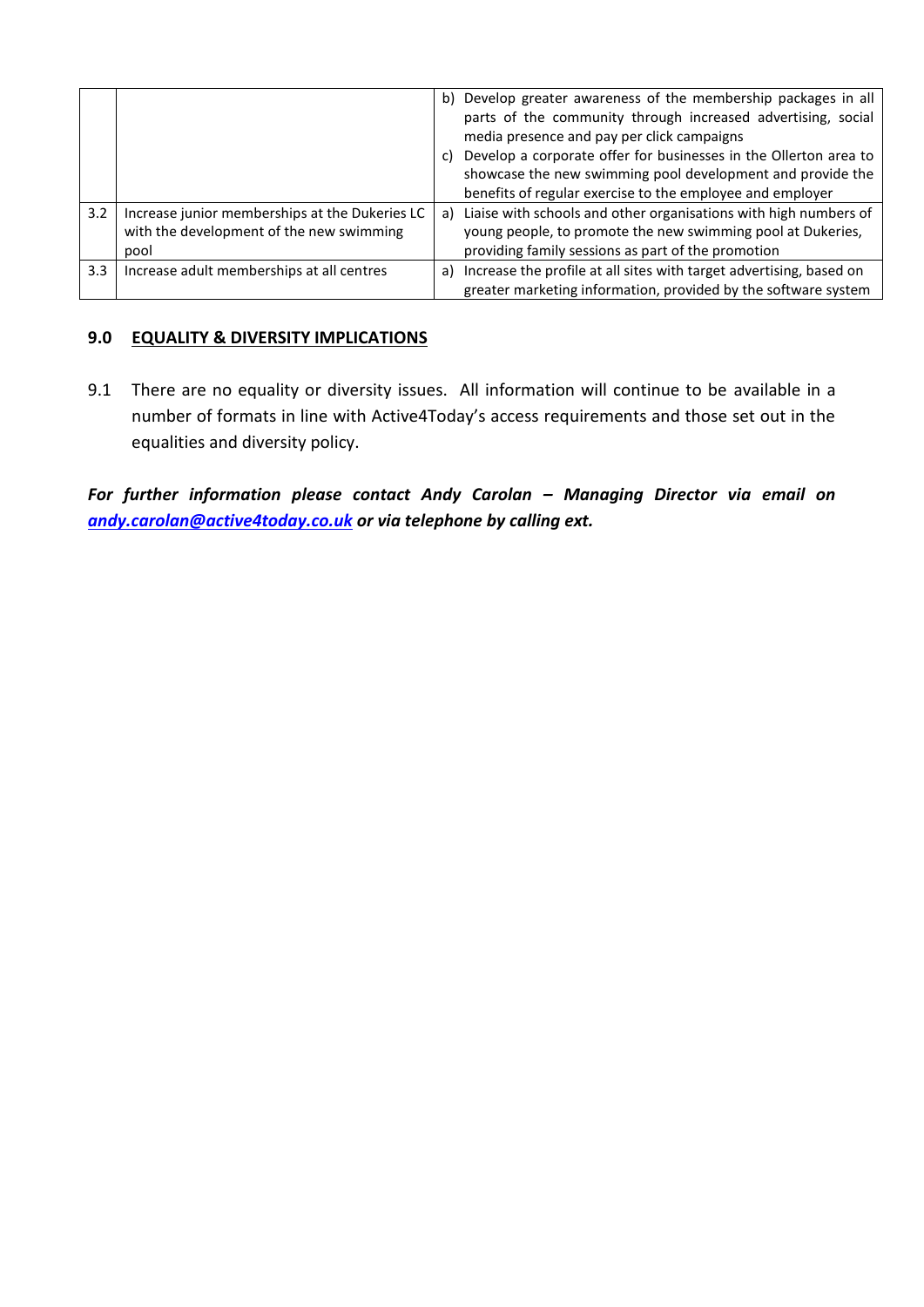| | | |
|---|---|---|
| | | b) Develop greater awareness of the membership packages in all parts of the community through increased advertising, social media presence and pay per click campaigns<br>c) Develop a corporate offer for businesses in the Ollerton area to showcase the new swimming pool development and provide the benefits of regular exercise to the employee and employer |
| 3.2 | Increase junior memberships at the Dukeries LC with the development of the new swimming pool | a) Liaise with schools and other organisations with high numbers of young people, to promote the new swimming pool at Dukeries, providing family sessions as part of the promotion |
| 3.3 | Increase adult memberships at all centres | a) Increase the profile at all sites with target advertising, based on greater marketing information, provided by the software system |

## 9.0 EQUALITY & DIVERSITY IMPLICATIONS

9.1 There are no equality or diversity issues. All information will continue to be available in a number of formats in line with Active4Today's access requirements and those set out in the equalities and diversity policy.

***For further information please contact Andy Carolan – Managing Director via email on andy.carolan@active4today.co.uk or via telephone by calling ext.***